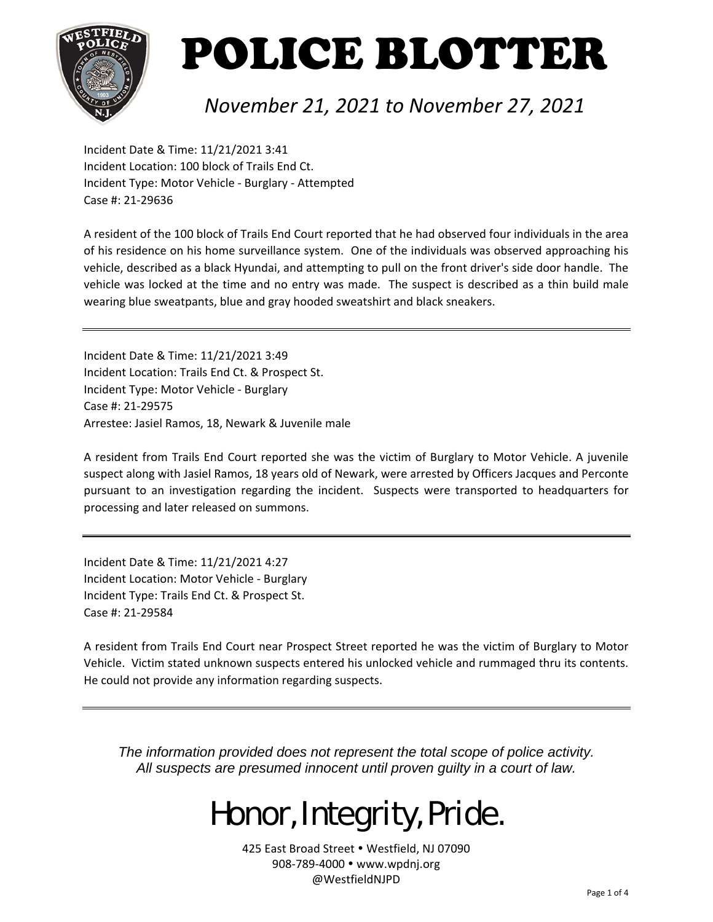# POLICE BLOTTER

*November 21, 2021 to November 27, 2021*

Incident Date & Time: 11/21/2021 3:41
Incident Location: 100 block of Trails End Ct.
Incident Type: Motor Vehicle - Burglary - Attempted
Case #: 21-29636

A resident of the 100 block of Trails End Court reported that he had observed four individuals in the area of his residence on his home surveillance system. One of the individuals was observed approaching his vehicle, described as a black Hyundai, and attempting to pull on the front driver's side door handle. The vehicle was locked at the time and no entry was made. The suspect is described as a thin build male wearing blue sweatpants, blue and gray hooded sweatshirt and black sneakers.

---

Incident Date & Time: 11/21/2021 3:49
Incident Location: Trails End Ct. & Prospect St.
Incident Type: Motor Vehicle - Burglary
Case #: 21-29575
Arrestee: Jasiel Ramos, 18, Newark & Juvenile male

A resident from Trails End Court reported she was the victim of Burglary to Motor Vehicle. A juvenile suspect along with Jasiel Ramos, 18 years old of Newark, were arrested by Officers Jacques and Perconte pursuant to an investigation regarding the incident. Suspects were transported to headquarters for processing and later released on summons.

---

Incident Date & Time: 11/21/2021 4:27
Incident Location: Motor Vehicle - Burglary
Incident Type: Trails End Ct. & Prospect St.
Case #: 21-29584

A resident from Trails End Court near Prospect Street reported he was the victim of Burglary to Motor Vehicle. Victim stated unknown suspects entered his unlocked vehicle and rummaged thru its contents. He could not provide any information regarding suspects.

---

*The information provided does not represent the total scope of police activity.*
*All suspects are presumed innocent until proven guilty in a court of law.*

Honor, Integrity, Pride.

425 East Broad Street • Westfield, NJ 07090
908-789-4000 • www.wpdnj.org
@WestfieldNJPD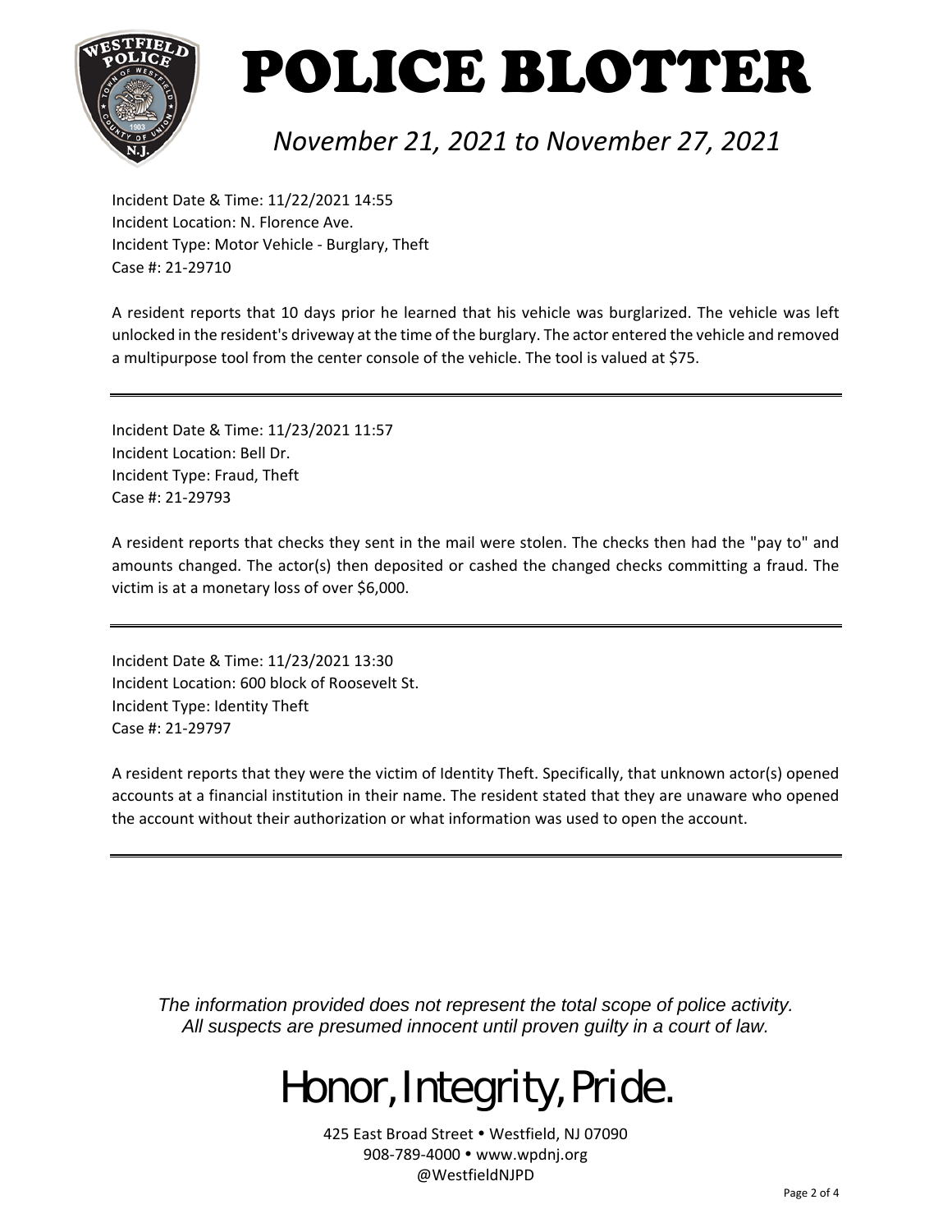# POLICE BLOTTER

*November 21, 2021 to November 27, 2021*

Incident Date & Time: 11/22/2021 14:55
Incident Location: N. Florence Ave.
Incident Type: Motor Vehicle - Burglary, Theft
Case #: 21-29710

A resident reports that 10 days prior he learned that his vehicle was burglarized. The vehicle was left unlocked in the resident's driveway at the time of the burglary. The actor entered the vehicle and removed a multipurpose tool from the center console of the vehicle. The tool is valued at $75.

---

Incident Date & Time: 11/23/2021 11:57
Incident Location: Bell Dr.
Incident Type: Fraud, Theft
Case #: 21-29793

A resident reports that checks they sent in the mail were stolen. The checks then had the "pay to" and amounts changed. The actor(s) then deposited or cashed the changed checks committing a fraud. The victim is at a monetary loss of over $6,000.

---

Incident Date & Time: 11/23/2021 13:30
Incident Location: 600 block of Roosevelt St.
Incident Type: Identity Theft
Case #: 21-29797

A resident reports that they were the victim of Identity Theft. Specifically, that unknown actor(s) opened accounts at a financial institution in their name. The resident stated that they are unaware who opened the account without their authorization or what information was used to open the account.

---

*The information provided does not represent the total scope of police activity.*
*All suspects are presumed innocent until proven guilty in a court of law.*

Honor, Integrity, Pride.

425 East Broad Street • Westfield, NJ 07090
908-789-4000 • www.wpdnj.org
@WestfieldNJPD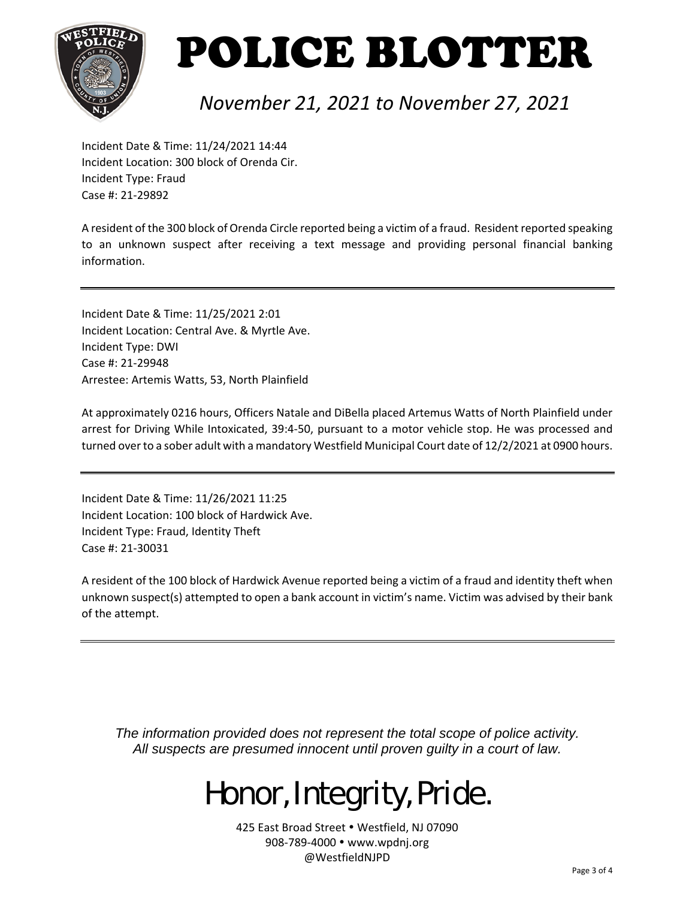# POLICE BLOTTER

*November 21, 2021 to November 27, 2021*

Incident Date & Time: 11/24/2021 14:44
Incident Location: 300 block of Orenda Cir.
Incident Type: Fraud
Case #: 21-29892

A resident of the 300 block of Orenda Circle reported being a victim of a fraud. Resident reported speaking to an unknown suspect after receiving a text message and providing personal financial banking information.

---

Incident Date & Time: 11/25/2021 2:01
Incident Location: Central Ave. & Myrtle Ave.
Incident Type: DWI
Case #: 21-29948
Arrestee: Artemis Watts, 53, North Plainfield

At approximately 0216 hours, Officers Natale and DiBella placed Artemus Watts of North Plainfield under arrest for Driving While Intoxicated, 39:4-50, pursuant to a motor vehicle stop. He was processed and turned over to a sober adult with a mandatory Westfield Municipal Court date of 12/2/2021 at 0900 hours.

---

Incident Date & Time: 11/26/2021 11:25
Incident Location: 100 block of Hardwick Ave.
Incident Type: Fraud, Identity Theft
Case #: 21-30031

A resident of the 100 block of Hardwick Avenue reported being a victim of a fraud and identity theft when unknown suspect(s) attempted to open a bank account in victim's name. Victim was advised by their bank of the attempt.

---

*The information provided does not represent the total scope of police activity.*
*All suspects are presumed innocent until proven guilty in a court of law.*

Honor, Integrity, Pride.

425 East Broad Street • Westfield, NJ 07090
908-789-4000 • www.wpdnj.org
@WestfieldNJPD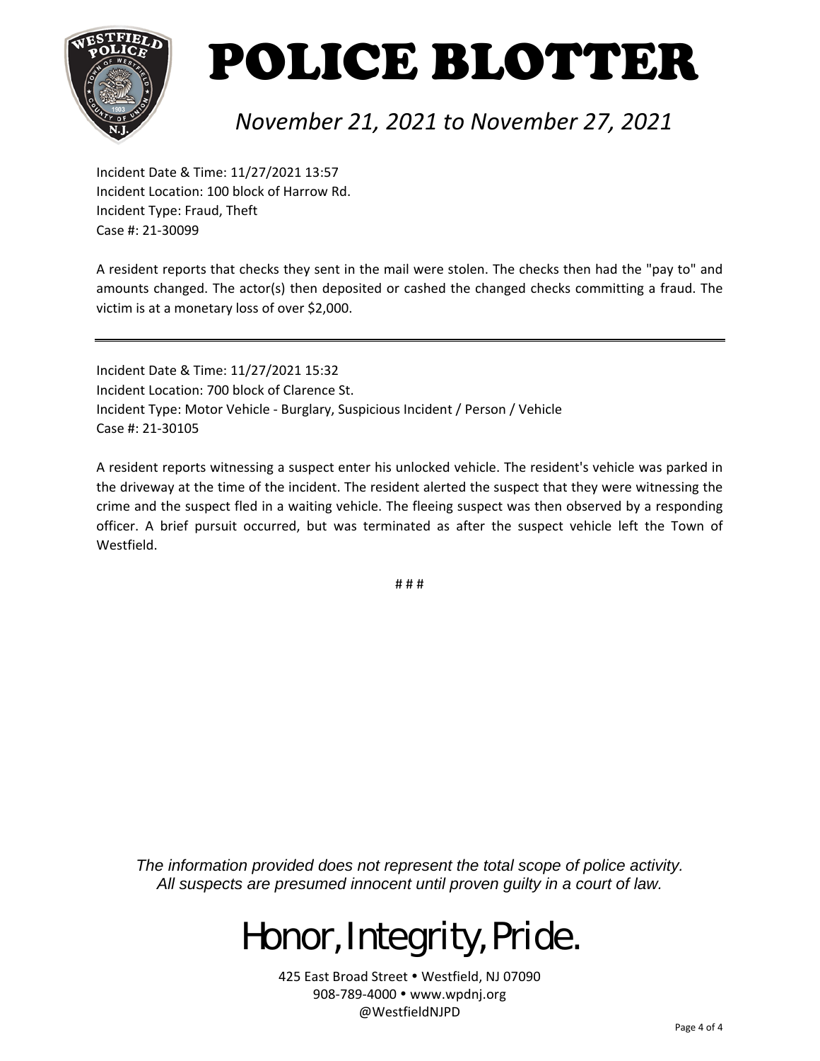# POLICE BLOTTER

*November 21, 2021 to November 27, 2021*

Incident Date & Time: 11/27/2021 13:57
Incident Location: 100 block of Harrow Rd.
Incident Type: Fraud, Theft
Case #: 21-30099

A resident reports that checks they sent in the mail were stolen. The checks then had the "pay to" and amounts changed. The actor(s) then deposited or cashed the changed checks committing a fraud. The victim is at a monetary loss of over $2,000.

---

Incident Date & Time: 11/27/2021 15:32
Incident Location: 700 block of Clarence St.
Incident Type: Motor Vehicle - Burglary, Suspicious Incident / Person / Vehicle
Case #: 21-30105

A resident reports witnessing a suspect enter his unlocked vehicle. The resident's vehicle was parked in the driveway at the time of the incident. The resident alerted the suspect that they were witnessing the crime and the suspect fled in a waiting vehicle. The fleeing suspect was then observed by a responding officer. A brief pursuit occurred, but was terminated as after the suspect vehicle left the Town of Westfield.

# # #

*The information provided does not represent the total scope of police activity.*
*All suspects are presumed innocent until proven guilty in a court of law.*

Honor, Integrity, Pride.

425 East Broad Street • Westfield, NJ 07090
908-789-4000 • www.wpdnj.org
@WestfieldNJPD